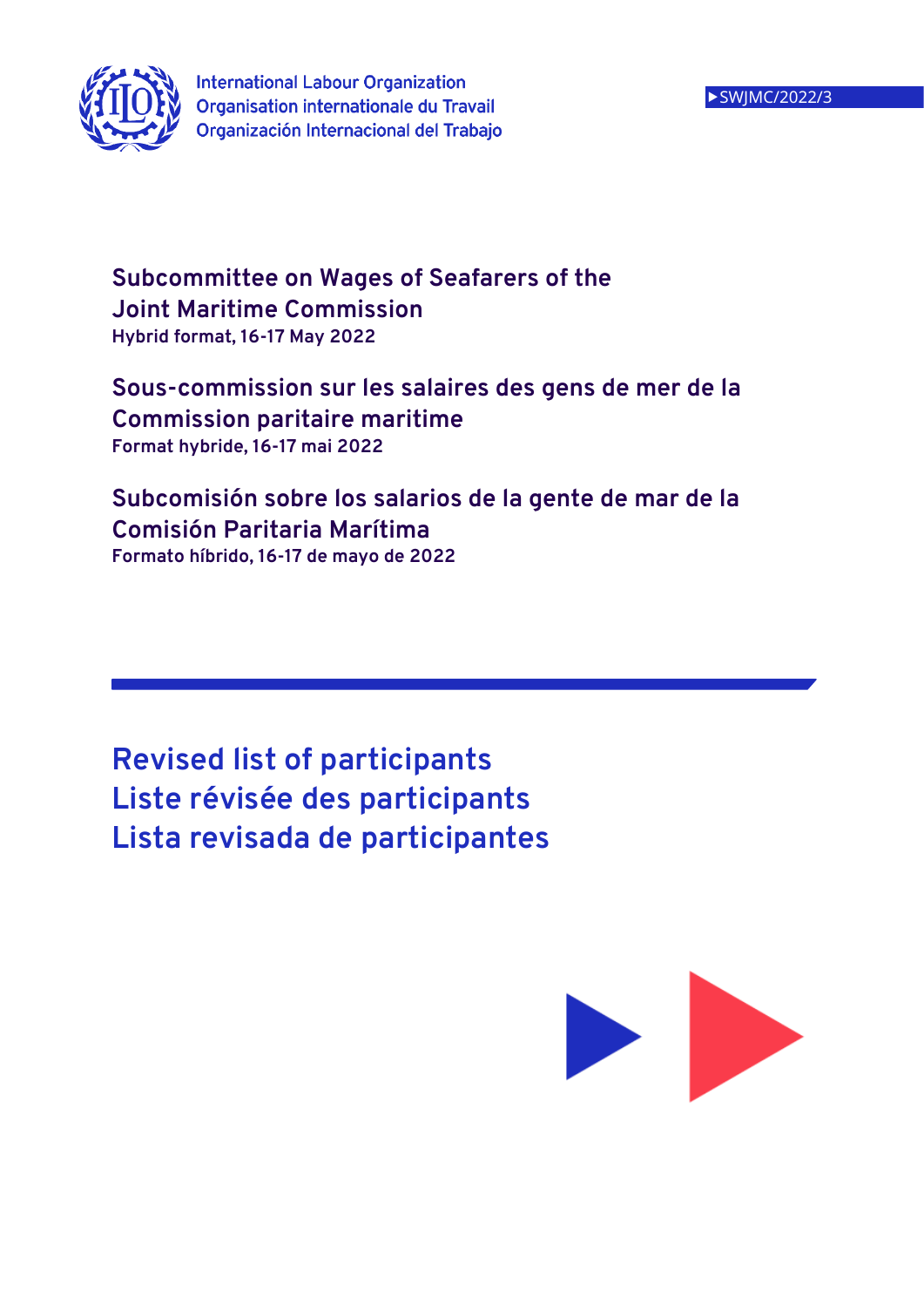International Labour Organization
Organisation internationale du Travail
Organización Internacional del Trabajo

SWJMC/2022/3

## Subcommittee on Wages of Seafarers of the Joint Maritime Commission

**Hybrid format, 16-17 May 2022**

## Sous-commission sur les salaires des gens de mer de la Commission paritaire maritime

**Format hybride, 16-17 mai 2022**

## Subcomisión sobre los salarios de la gente de mar de la Comisión Paritaria Marítima

**Formato híbrido, 16-17 de mayo de 2022**

# Revised list of participants
# Liste révisée des participants
# Lista revisada de participantes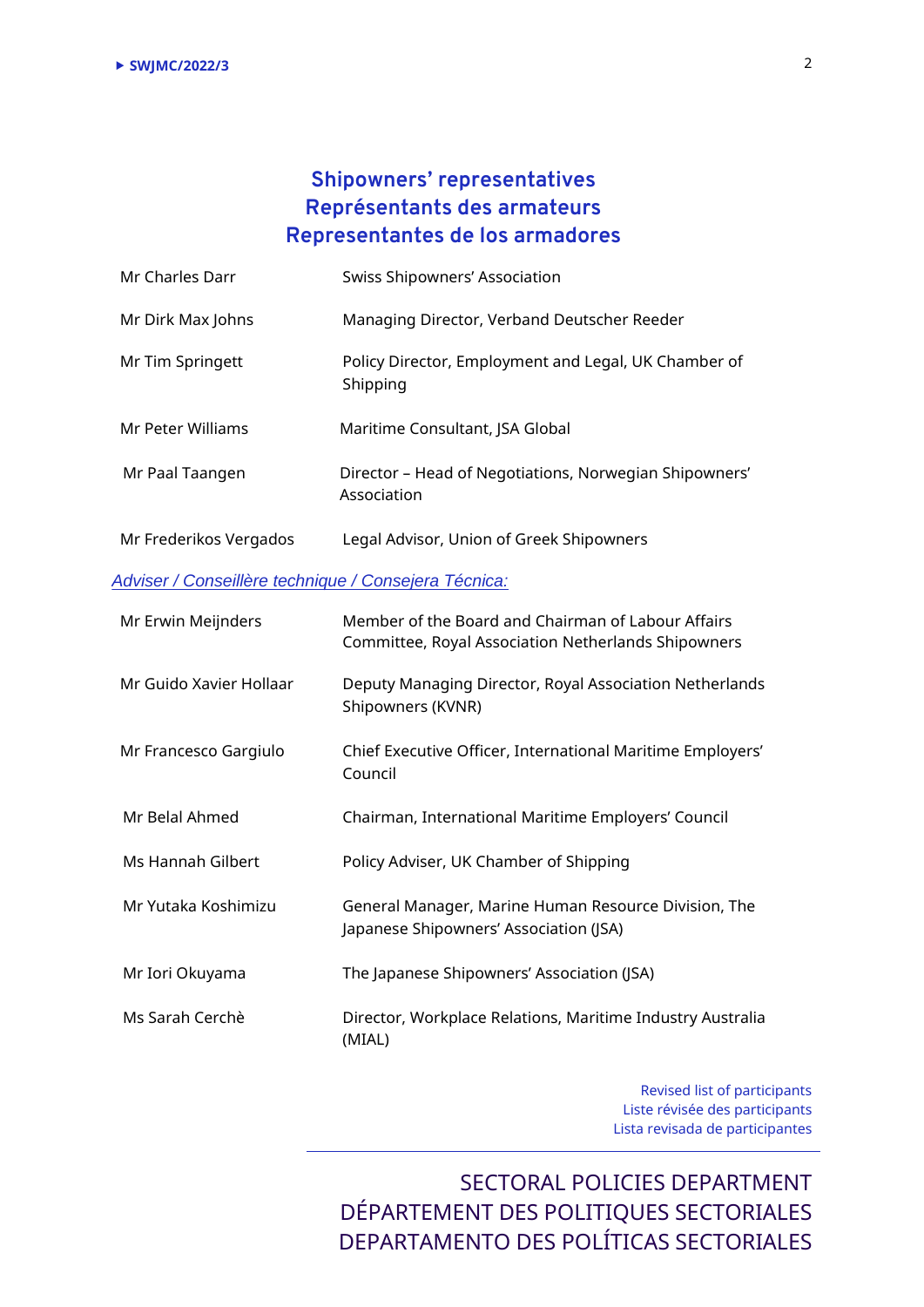## Shipowners' representatives
## Représentants des armateurs
## Representantes de los armadores

| | |
|---|---|
| Mr Charles Darr | Swiss Shipowners' Association |
| Mr Dirk Max Johns | Managing Director, Verband Deutscher Reeder |
| Mr Tim Springett | Policy Director, Employment and Legal, UK Chamber of Shipping |
| Mr Peter Williams | Maritime Consultant, JSA Global |
| Mr Paal Taangen | Director – Head of Negotiations, Norwegian Shipowners' Association |
| Mr Frederikos Vergados | Legal Advisor, Union of Greek Shipowners |

*Adviser / Conseillère technique / Consejera Técnica:*

| | |
|---|---|
| Mr Erwin Meijnders | Member of the Board and Chairman of Labour Affairs Committee, Royal Association Netherlands Shipowners |
| Mr Guido Xavier Hollaar | Deputy Managing Director, Royal Association Netherlands Shipowners (KVNR) |
| Mr Francesco Gargiulo | Chief Executive Officer, International Maritime Employers' Council |
| Mr Belal Ahmed | Chairman, International Maritime Employers' Council |
| Ms Hannah Gilbert | Policy Adviser, UK Chamber of Shipping |
| Mr Yutaka Koshimizu | General Manager, Marine Human Resource Division, The Japanese Shipowners' Association (JSA) |
| Mr Iori Okuyama | The Japanese Shipowners' Association (JSA) |
| Ms Sarah Cerchè | Director, Workplace Relations, Maritime Industry Australia (MIAL) |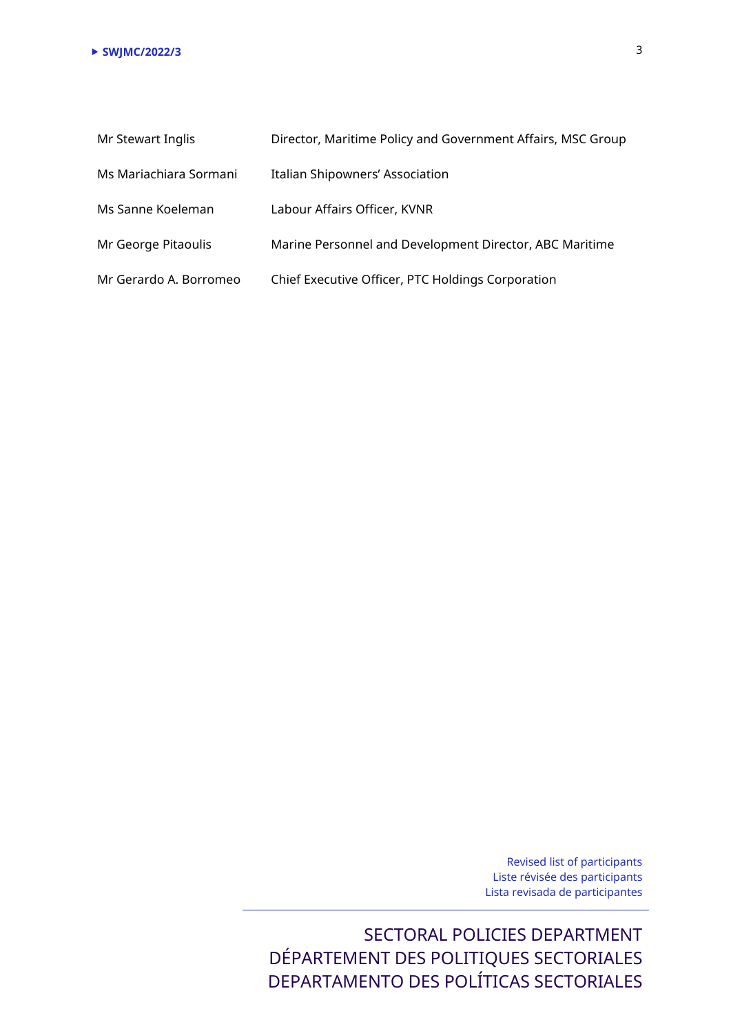| | |
|---|---|
| Mr Stewart Inglis | Director, Maritime Policy and Government Affairs, MSC Group |
| Ms Mariachiara Sormani | Italian Shipowners' Association |
| Ms Sanne Koeleman | Labour Affairs Officer, KVNR |
| Mr George Pitaoulis | Marine Personnel and Development Director, ABC Maritime |
| Mr Gerardo A. Borromeo | Chief Executive Officer, PTC Holdings Corporation |

Revised list of participants
Liste révisée des participants
Lista revisada de participantes

SECTORAL POLICIES DEPARTMENT
DÉPARTEMENT DES POLITIQUES SECTORIALES
DEPARTAMENTO DES POLÍTICAS SECTORIALES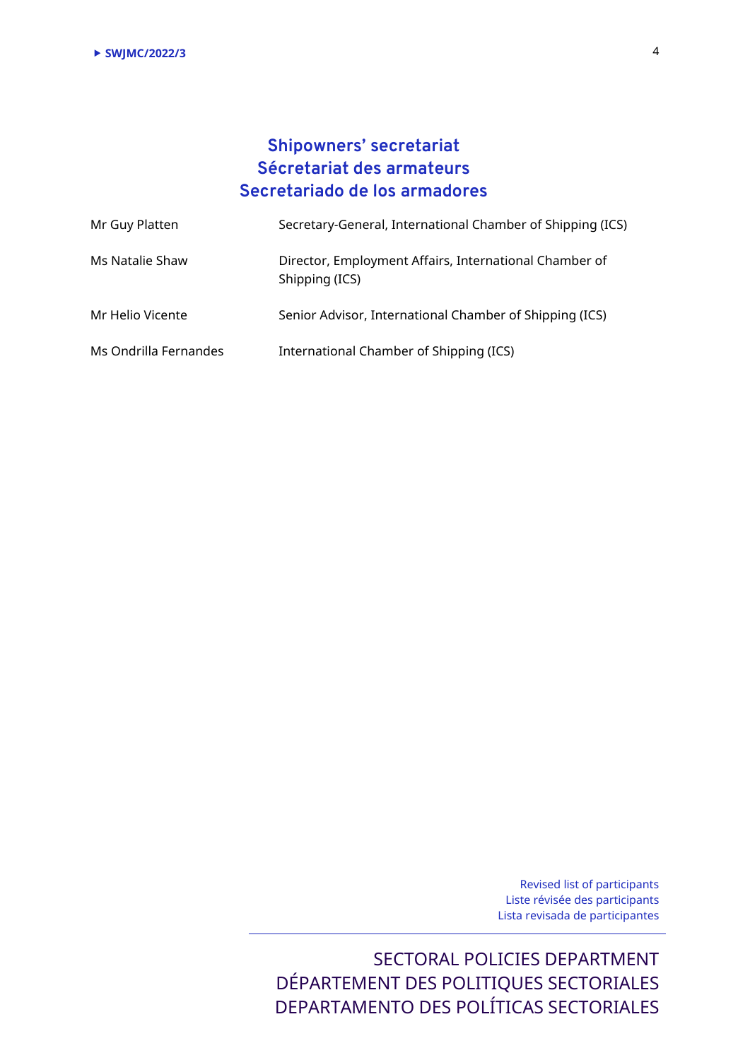## Shipowners’ secretariat
## Sécretariat des armateurs
## Secretariado de los armadores

| | |
|---|---|
| Mr Guy Platten | Secretary-General, International Chamber of Shipping (ICS) |
| Ms Natalie Shaw | Director, Employment Affairs, International Chamber of Shipping (ICS) |
| Mr Helio Vicente | Senior Advisor, International Chamber of Shipping (ICS) |
| Ms Ondrilla Fernandes | International Chamber of Shipping (ICS) |

Revised list of participants
Liste révisée des participants
Lista revisada de participantes

SECTORAL POLICIES DEPARTMENT
DÉPARTEMENT DES POLITIQUES SECTORIALES
DEPARTAMENTO DES POLÍTICAS SECTORIALES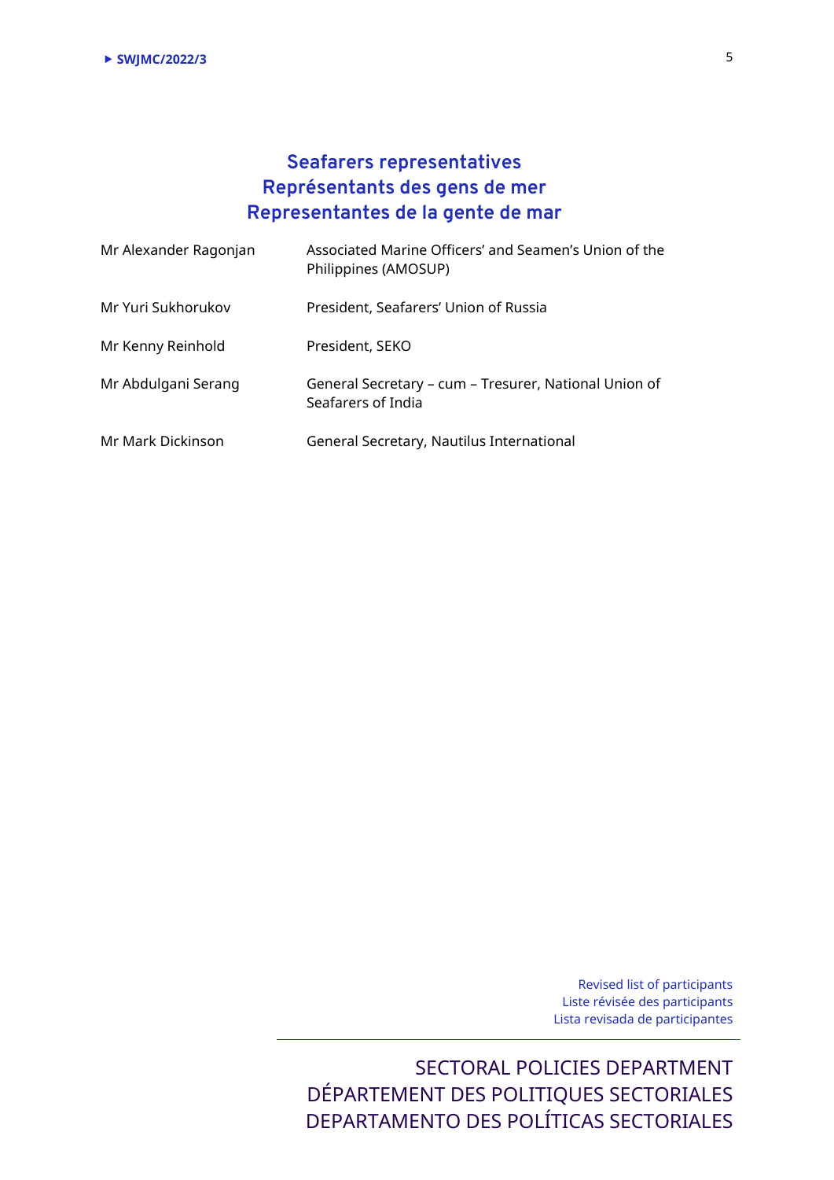## Seafarers representatives
## Représentants des gens de mer
## Representantes de la gente de mar

| | |
|---|---|
| Mr Alexander Ragonjan | Associated Marine Officers' and Seamen's Union of the Philippines (AMOSUP) |
| Mr Yuri Sukhorukov | President, Seafarers' Union of Russia |
| Mr Kenny Reinhold | President, SEKO |
| Mr Abdulgani Serang | General Secretary – cum – Tresurer, National Union of Seafarers of India |
| Mr Mark Dickinson | General Secretary, Nautilus International |

Revised list of participants
Liste révisée des participants
Lista revisada de participantes

SECTORAL POLICIES DEPARTMENT
DÉPARTEMENT DES POLITIQUES SECTORIALES
DEPARTAMENTO DES POLÍTICAS SECTORIALES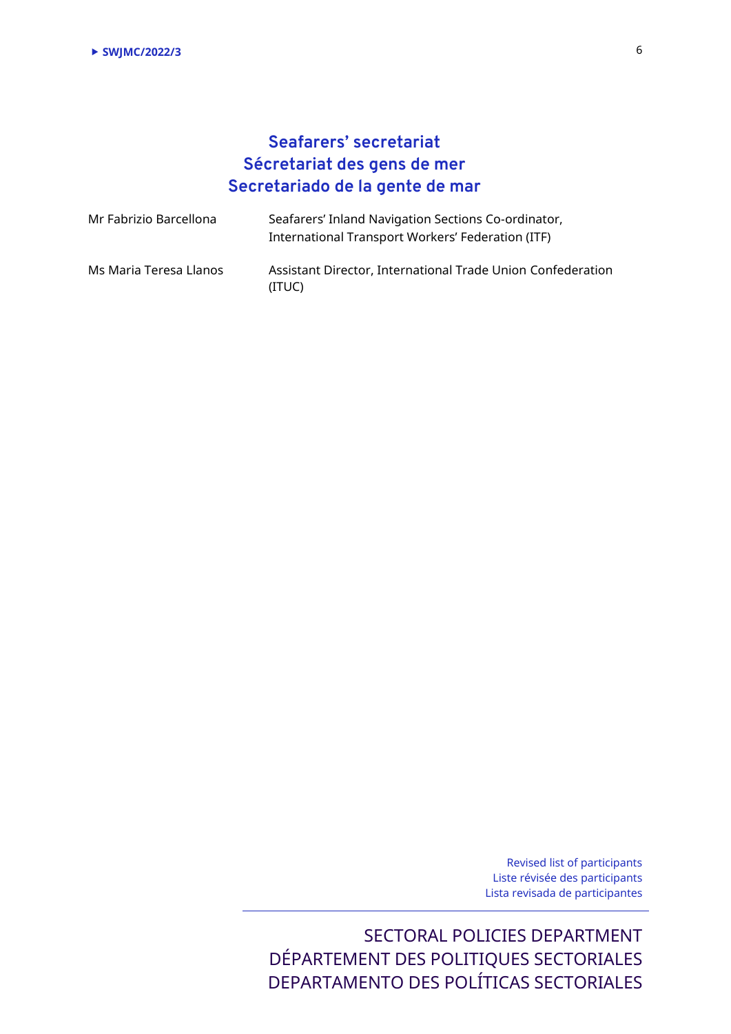## Seafarers' secretariat
## Sécretariat des gens de mer
## Secretariado de la gente de mar

| | |
|---|---|
| Mr Fabrizio Barcellona | Seafarers' Inland Navigation Sections Co-ordinator, International Transport Workers' Federation (ITF) |
| Ms Maria Teresa Llanos | Assistant Director, International Trade Union Confederation (ITUC) |

Revised list of participants
Liste révisée des participants
Lista revisada de participantes

SECTORAL POLICIES DEPARTMENT
DÉPARTEMENT DES POLITIQUES SECTORIALES
DEPARTAMENTO DES POLÍTICAS SECTORIALES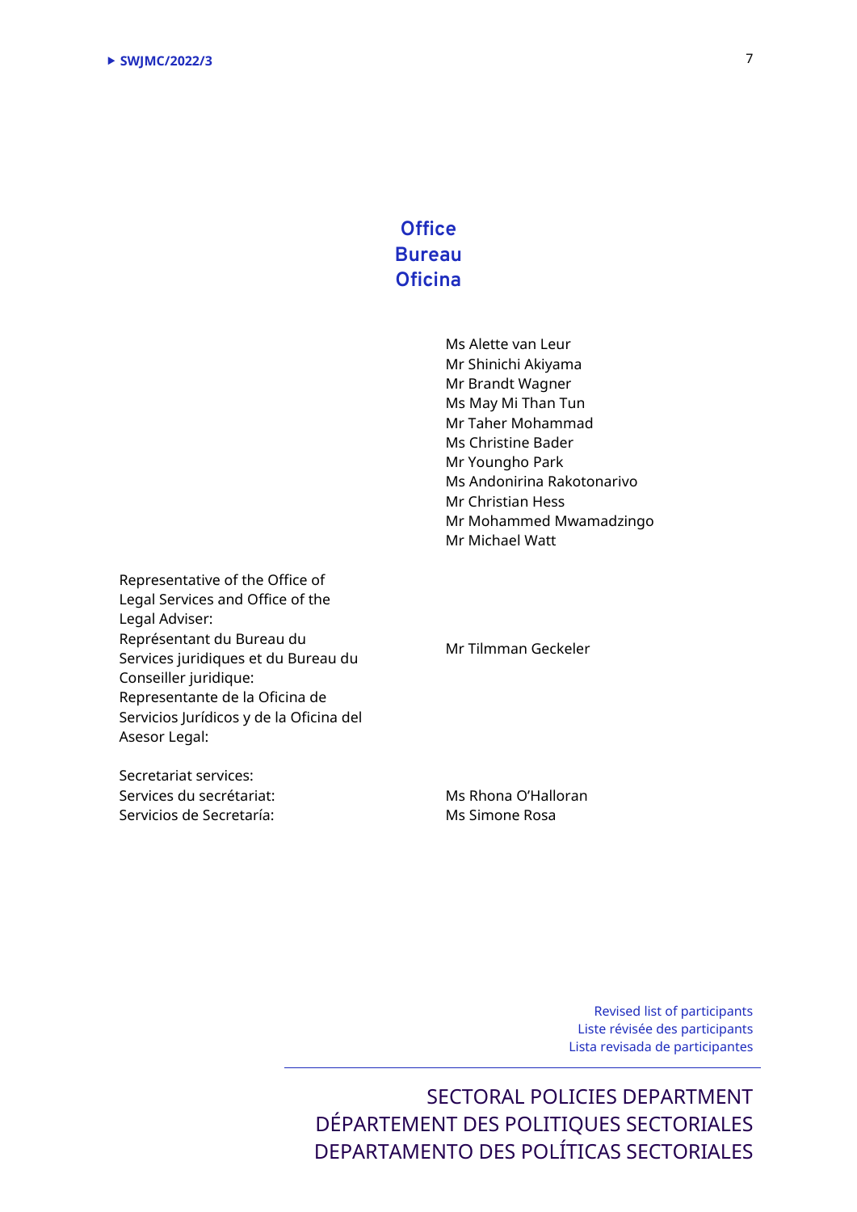## Office
## Bureau
## Oficina

Ms Alette van Leur
Mr Shinichi Akiyama
Mr Brandt Wagner
Ms May Mi Than Tun
Mr Taher Mohammad
Ms Christine Bader
Mr Youngho Park
Ms Andonirina Rakotonarivo
Mr Christian Hess
Mr Mohammed Mwamadzingo
Mr Michael Watt

| | |
|---|---|
| Representative of the Office of Legal Services and Office of the Legal Adviser:<br>Représentant du Bureau du Services juridiques et du Bureau du Conseiller juridique:<br>Representante de la Oficina de Servicios Jurídicos y de la Oficina del Asesor Legal: | Mr Tilmman Geckeler |
| Secretariat services:<br>Services du secrétariat:<br>Servicios de Secretaría: | Ms Rhona O'Halloran<br>Ms Simone Rosa |

Revised list of participants
Liste révisée des participants
Lista revisada de participantes

SECTORAL POLICIES DEPARTMENT
DÉPARTEMENT DES POLITIQUES SECTORIALES
DEPARTAMENTO DES POLÍTICAS SECTORIALES